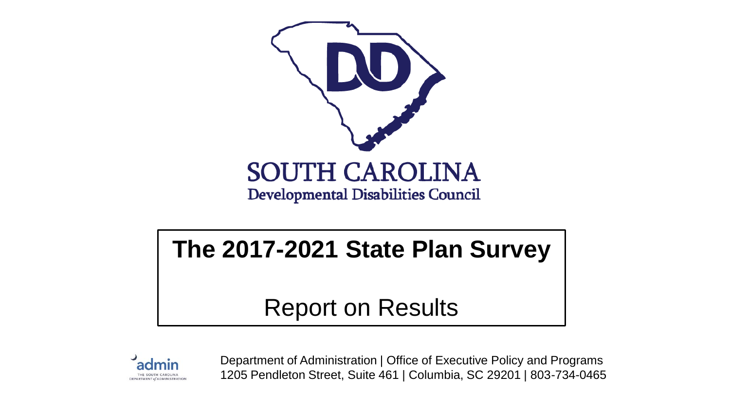SOUTH CAROLINA

Developmental Disabilities Council

# The 2017-2021 State Plan Survey

## Report on Results

Department of Administration | Office of Executive Policy and Programs
1205 Pendleton Street, Suite 461 | Columbia, SC 29201 | 803-734-0465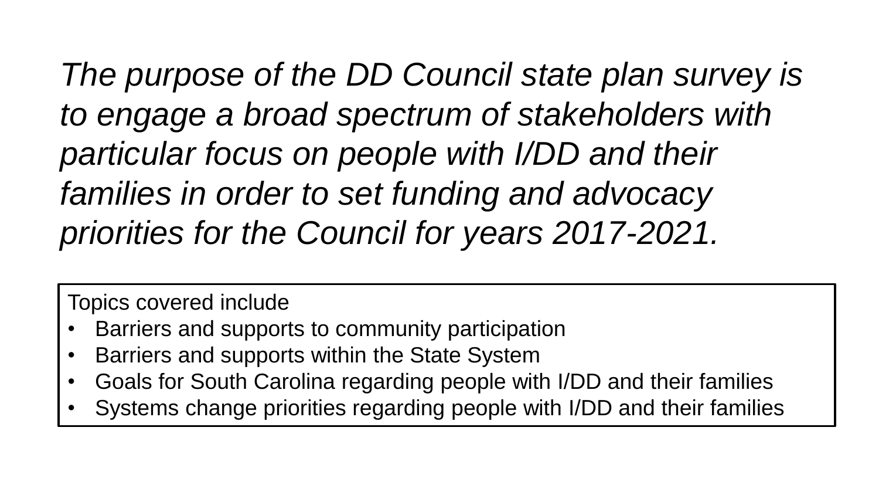*The purpose of the DD Council state plan survey is to engage a broad spectrum of stakeholders with particular focus on people with I/DD and their families in order to set funding and advocacy priorities for the Council for years 2017-2021.*

Topics covered include

- Barriers and supports to community participation
- Barriers and supports within the State System
- Goals for South Carolina regarding people with I/DD and their families
- Systems change priorities regarding people with I/DD and their families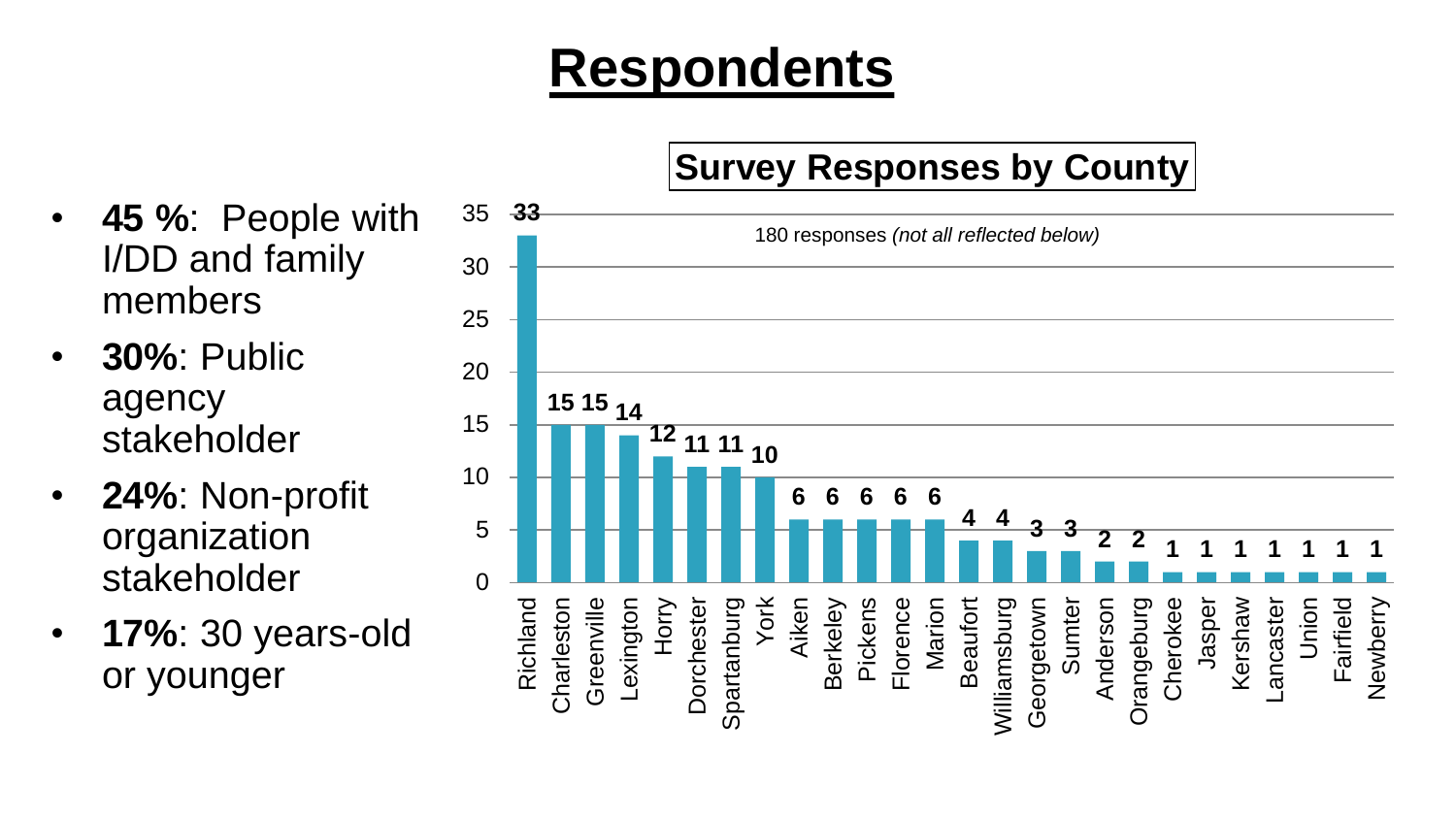# Respondents

- **45 %**: People with I/DD and family members
- **30%**: Public agency stakeholder
- **24%**: Non-profit organization stakeholder
- **17%**: 30 years-old or younger

## Survey Responses by County

180 responses *(not all reflected below)*

| County | Responses |
|---|---|
| Richland | 33 |
| Charleston | 15 |
| Greenville | 15 |
| Lexington | 14 |
| Horry | 12 |
| Dorchester | 11 |
| Spartanburg | 11 |
| York | 10 |
| Aiken | 6 |
| Berkeley | 6 |
| Pickens | 6 |
| Florence | 6 |
| Marion | 6 |
| Beaufort | 4 |
| Williamsburg | 4 |
| Georgetown | 3 |
| Sumter | 3 |
| Anderson | 2 |
| Orangeburg | 2 |
| Cherokee | 1 |
| Jasper | 1 |
| Kershaw | 1 |
| Lancaster | 1 |
| Union | 1 |
| Fairfield | 1 |
| Newberry | 1 |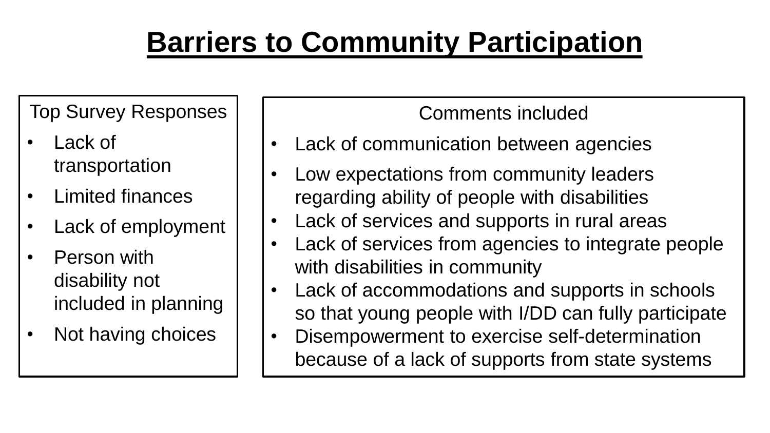# Barriers to Community Participation

Top Survey Responses

- Lack of transportation
- Limited finances
- Lack of employment
- Person with disability not included in planning
- Not having choices

Comments included

- Lack of communication between agencies
- Low expectations from community leaders regarding ability of people with disabilities
- Lack of services and supports in rural areas
- Lack of services from agencies to integrate people with disabilities in community
- Lack of accommodations and supports in schools so that young people with I/DD can fully participate
- Disempowerment to exercise self-determination because of a lack of supports from state systems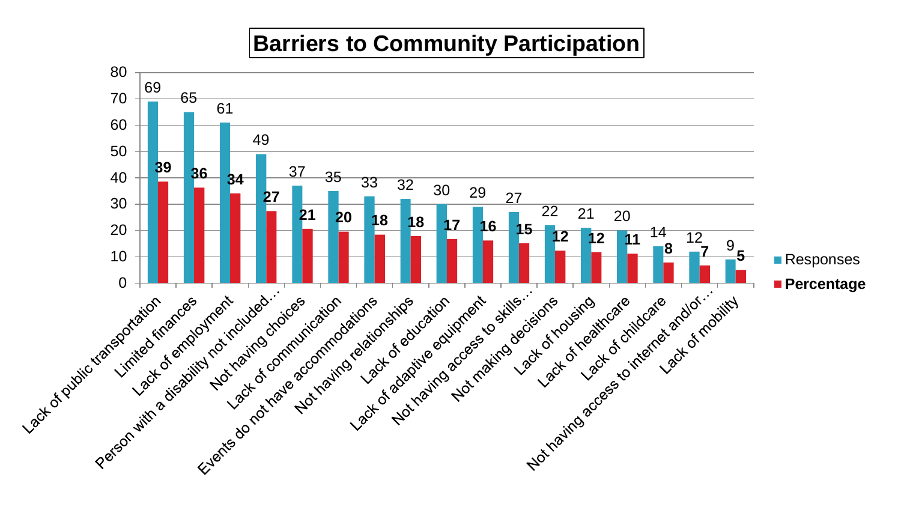# Barriers to Community Participation

| Barrier | Responses | Percentage |
|---|---|---|
| Lack of public transportation | 69 | 39 |
| Limited finances | 65 | 36 |
| Lack of employment | 61 | 34 |
| Person with a disability not included… | 49 | 27 |
| Not having choices | 37 | 21 |
| Lack of communication | 35 | 20 |
| Events do not have accommodations | 33 | 18 |
| Not having relationships | 32 | 18 |
| Lack of education | 30 | 17 |
| Lack of adaptive equipment | 29 | 16 |
| Not having access to skills… | 27 | 15 |
| Not making decisions | 22 | 12 |
| Lack of housing | 21 | 12 |
| Lack of healthcare | 20 | 11 |
| Lack of childcare | 14 | 8 |
| Not having access to internet and/or… | 12 | 7 |
| Lack of mobility | 9 | 5 |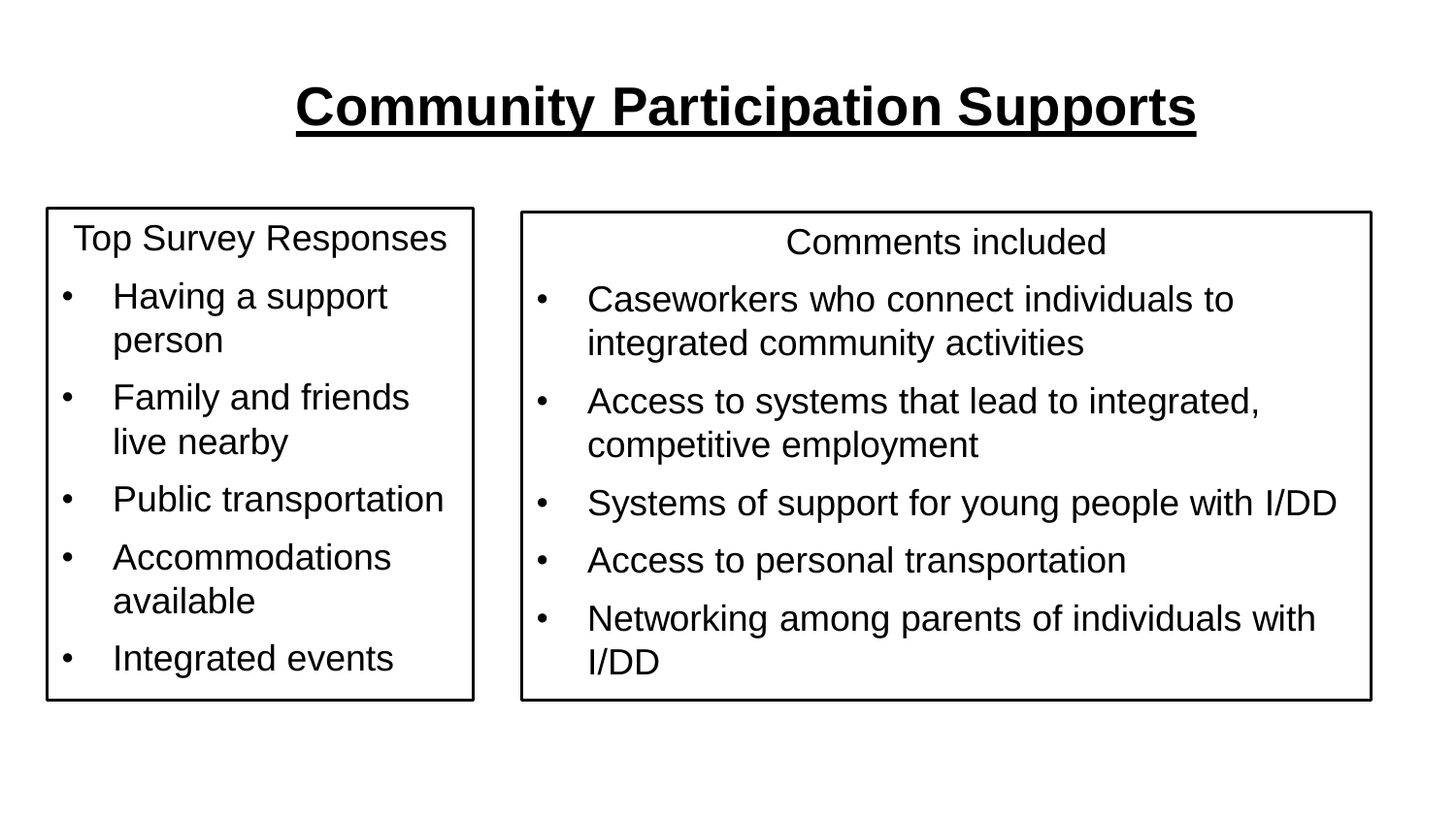# Community Participation Supports

Top Survey Responses

- Having a support person
- Family and friends live nearby
- Public transportation
- Accommodations available
- Integrated events

Comments included

- Caseworkers who connect individuals to integrated community activities
- Access to systems that lead to integrated, competitive employment
- Systems of support for young people with I/DD
- Access to personal transportation
- Networking among parents of individuals with I/DD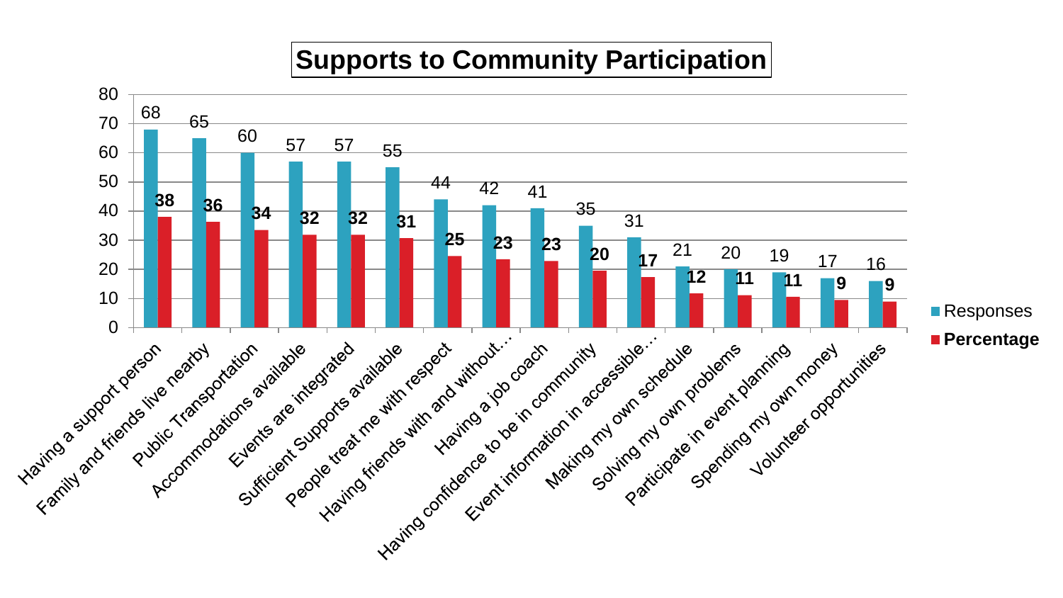# Supports to Community Participation

| Support | Responses | Percentage |
|---|---|---|
| Having a support person | 68 | 38 |
| Family and friends live nearby | 65 | 36 |
| Public Transportation | 60 | 34 |
| Accommodations available | 57 | 32 |
| Events are integrated | 57 | 32 |
| Sufficient Supports available | 55 | 31 |
| People treat me with respect | 44 | 25 |
| Having friends with and without… | 42 | 23 |
| Having a job coach | 41 | 23 |
| Having confidence to be in community | 35 | 20 |
| Event information in accessible… | 31 | 17 |
| Making my own schedule | 21 | 12 |
| Solving my own problems | 20 | 11 |
| Participate in event planning | 19 | 11 |
| Spending my own money | 17 | 9 |
| Volunteer opportunities | 16 | 9 |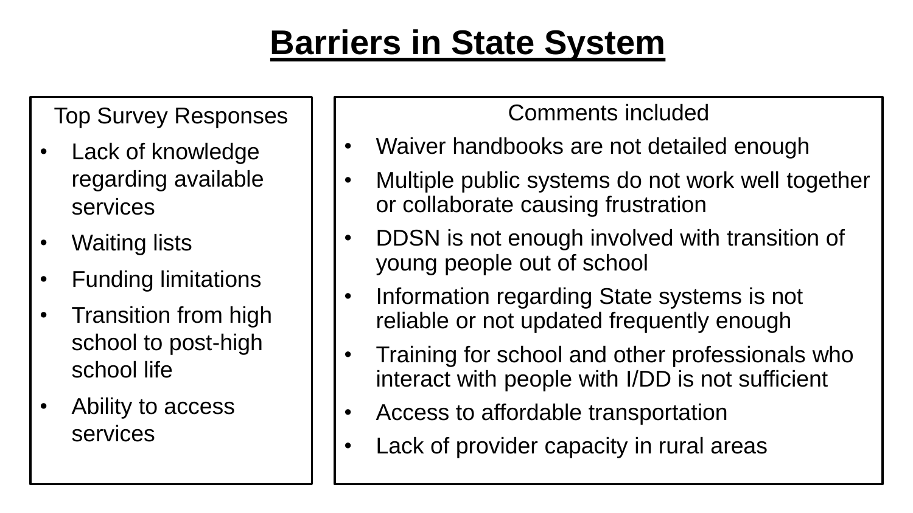# Barriers in State System

Top Survey Responses

- Lack of knowledge regarding available services
- Waiting lists
- Funding limitations
- Transition from high school to post-high school life
- Ability to access services

Comments included

- Waiver handbooks are not detailed enough
- Multiple public systems do not work well together or collaborate causing frustration
- DDSN is not enough involved with transition of young people out of school
- Information regarding State systems is not reliable or not updated frequently enough
- Training for school and other professionals who interact with people with I/DD is not sufficient
- Access to affordable transportation
- Lack of provider capacity in rural areas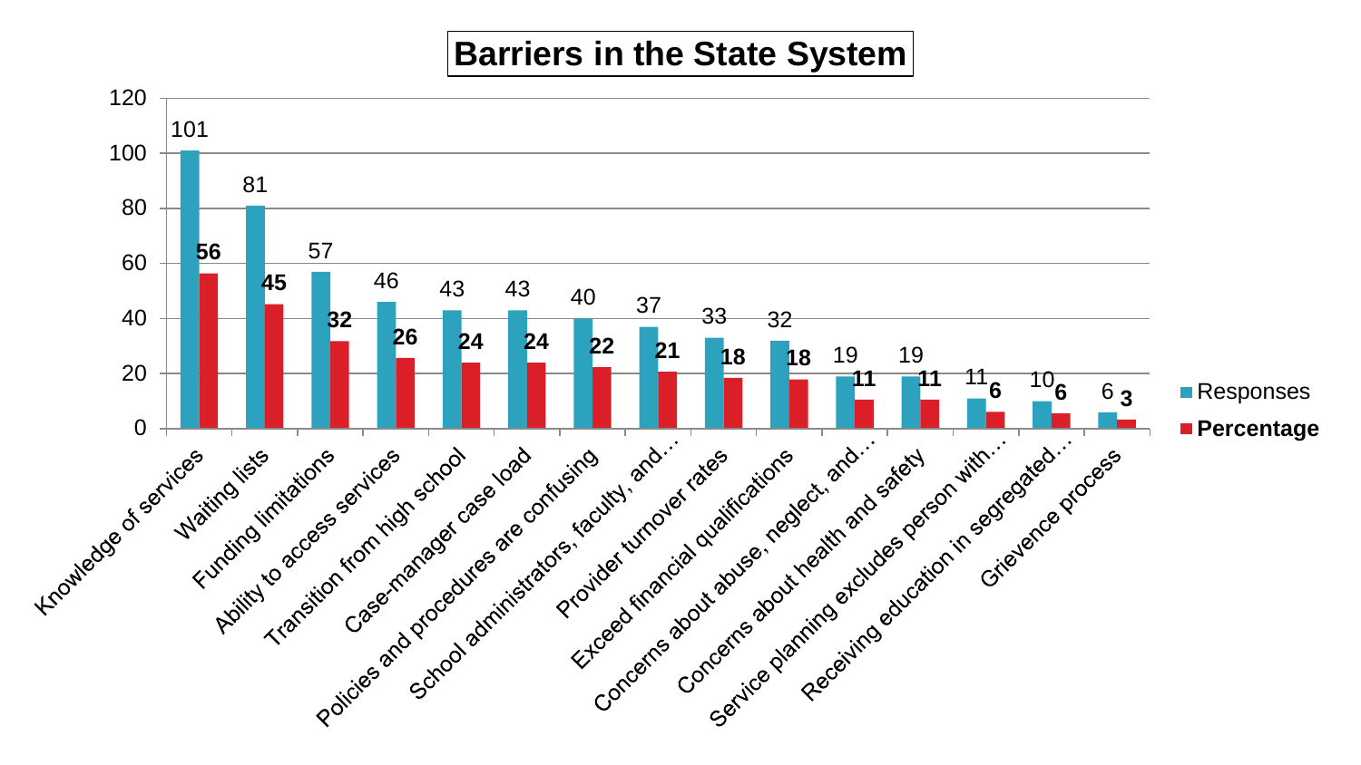# Barriers in the State System

| Barrier | Responses | Percentage |
| --- | --- | --- |
| Knowledge of services | 101 | 56 |
| Waiting lists | 81 | 45 |
| Funding limitations | 57 | 32 |
| Ability to access services | 46 | 26 |
| Transition from high school | 43 | 24 |
| Case-manager case load | 43 | 24 |
| Policies and procedures are confusing | 40 | 22 |
| School administrators, faculty, and… | 37 | 21 |
| Provider turnover rates | 33 | 18 |
| Exceed financial qualifications | 32 | 18 |
| Concerns about abuse, neglect, and… | 19 | 11 |
| Concerns about health and safety | 19 | 11 |
| Service planning excludes person with… | 11 | 6 |
| Receiving education in segregated… | 10 | 6 |
| Grievence process | 6 | 3 |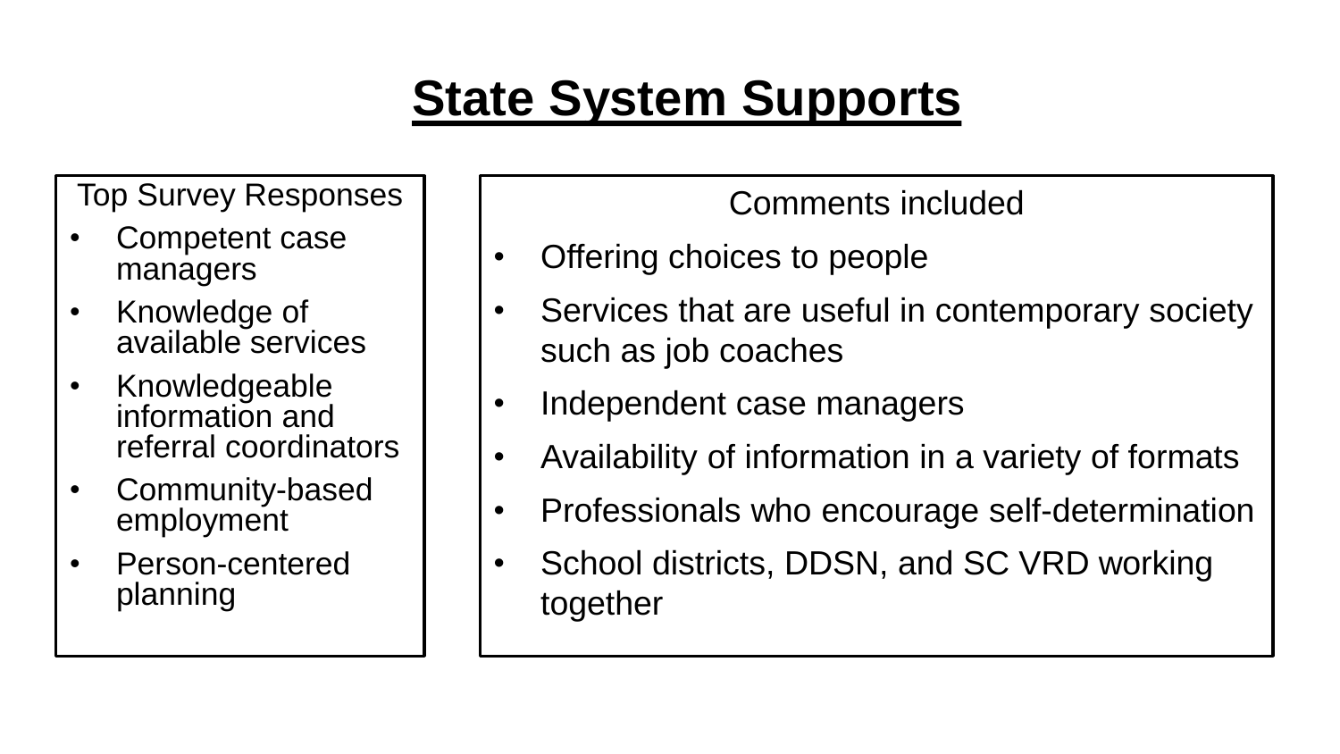# State System Supports

Top Survey Responses

- Competent case managers
- Knowledge of available services
- Knowledgeable information and referral coordinators
- Community-based employment
- Person-centered planning

Comments included

- Offering choices to people
- Services that are useful in contemporary society such as job coaches
- Independent case managers
- Availability of information in a variety of formats
- Professionals who encourage self-determination
- School districts, DDSN, and SC VRD working together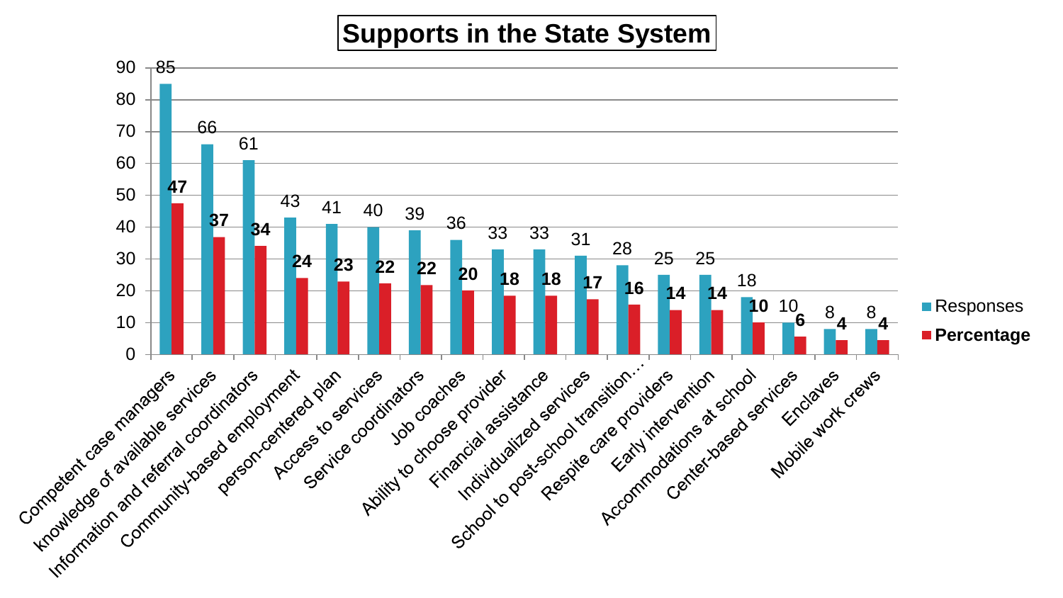# Supports in the State System

| Support | Responses | Percentage |
|---|---|---|
| Competent case managers | 85 | 47 |
| knowledge of available services | 66 | 37 |
| Information and referral coordinators | 61 | 34 |
| Community-based employment | 43 | 24 |
| person-centered plan | 41 | 23 |
| Access to services | 40 | 22 |
| Service coordinators | 39 | 22 |
| Job coaches | 36 | 20 |
| Ability to choose provider | 33 | 18 |
| Financial assistance | 33 | 18 |
| Individualized services | 31 | 17 |
| School to post-school transition… | 28 | 16 |
| Respite care providers | 25 | 14 |
| Early intervention | 25 | 14 |
| Accommodations at school | 18 | 10 |
| Center-based services | 10 | 6 |
| Enclaves | 8 | 4 |
| Mobile work crews | 8 | 4 |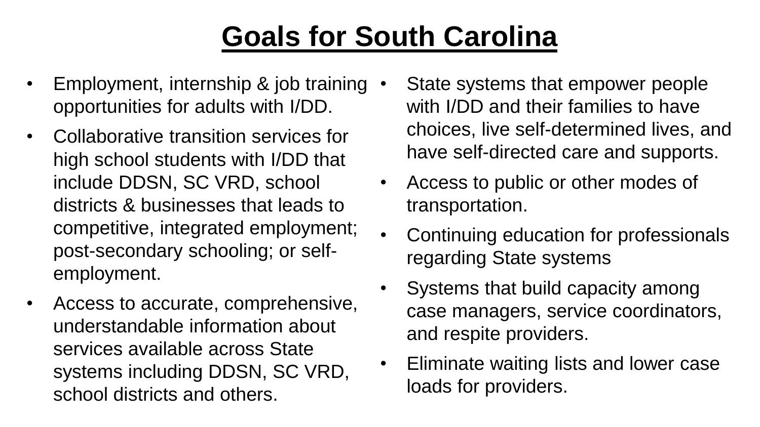# Goals for South Carolina

- Employment, internship & job training opportunities for adults with I/DD.
- Collaborative transition services for high school students with I/DD that include DDSN, SC VRD, school districts & businesses that leads to competitive, integrated employment; post-secondary schooling; or self-employment.
- Access to accurate, comprehensive, understandable information about services available across State systems including DDSN, SC VRD, school districts and others.
- State systems that empower people with I/DD and their families to have choices, live self-determined lives, and have self-directed care and supports.
- Access to public or other modes of transportation.
- Continuing education for professionals regarding State systems
- Systems that build capacity among case managers, service coordinators, and respite providers.
- Eliminate waiting lists and lower case loads for providers.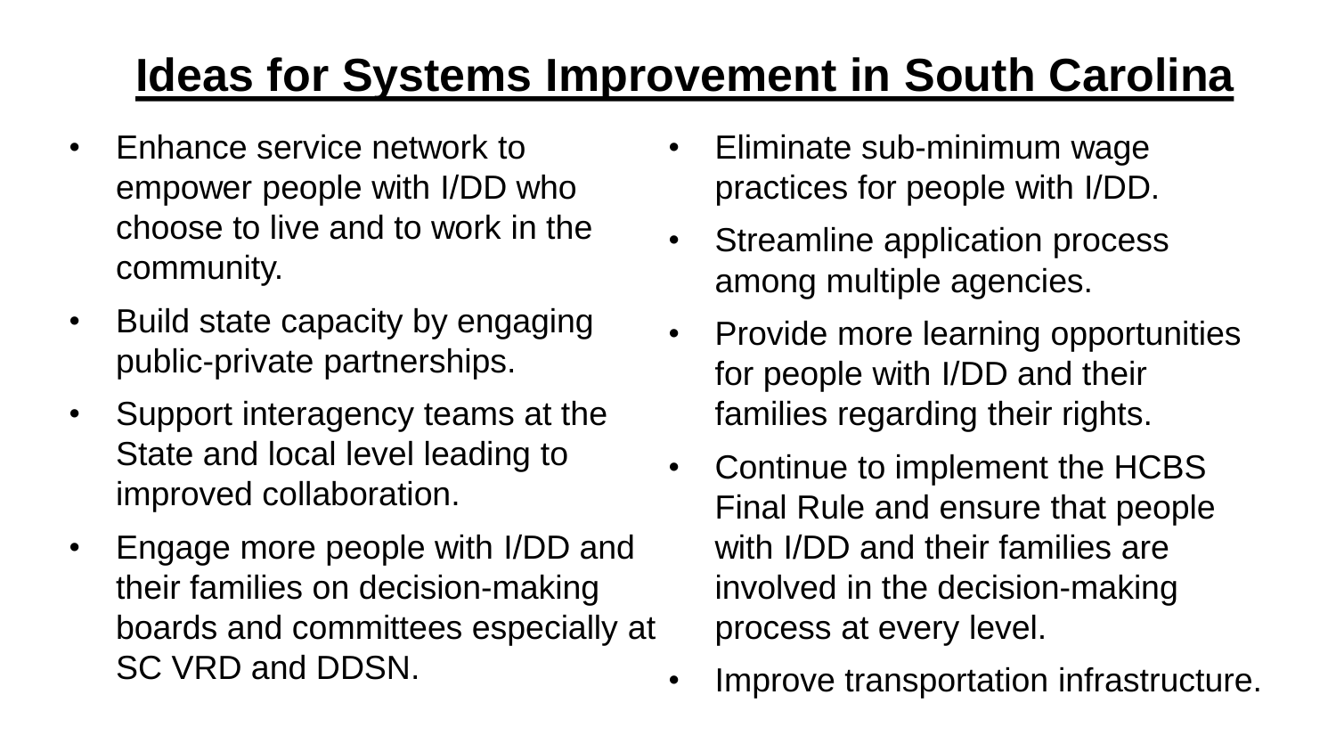# Ideas for Systems Improvement in South Carolina

- Enhance service network to empower people with I/DD who choose to live and to work in the community.
- Build state capacity by engaging public-private partnerships.
- Support interagency teams at the State and local level leading to improved collaboration.
- Engage more people with I/DD and their families on decision-making boards and committees especially at SC VRD and DDSN.
- Eliminate sub-minimum wage practices for people with I/DD.
- Streamline application process among multiple agencies.
- Provide more learning opportunities for people with I/DD and their families regarding their rights.
- Continue to implement the HCBS Final Rule and ensure that people with I/DD and their families are involved in the decision-making process at every level.
- Improve transportation infrastructure.